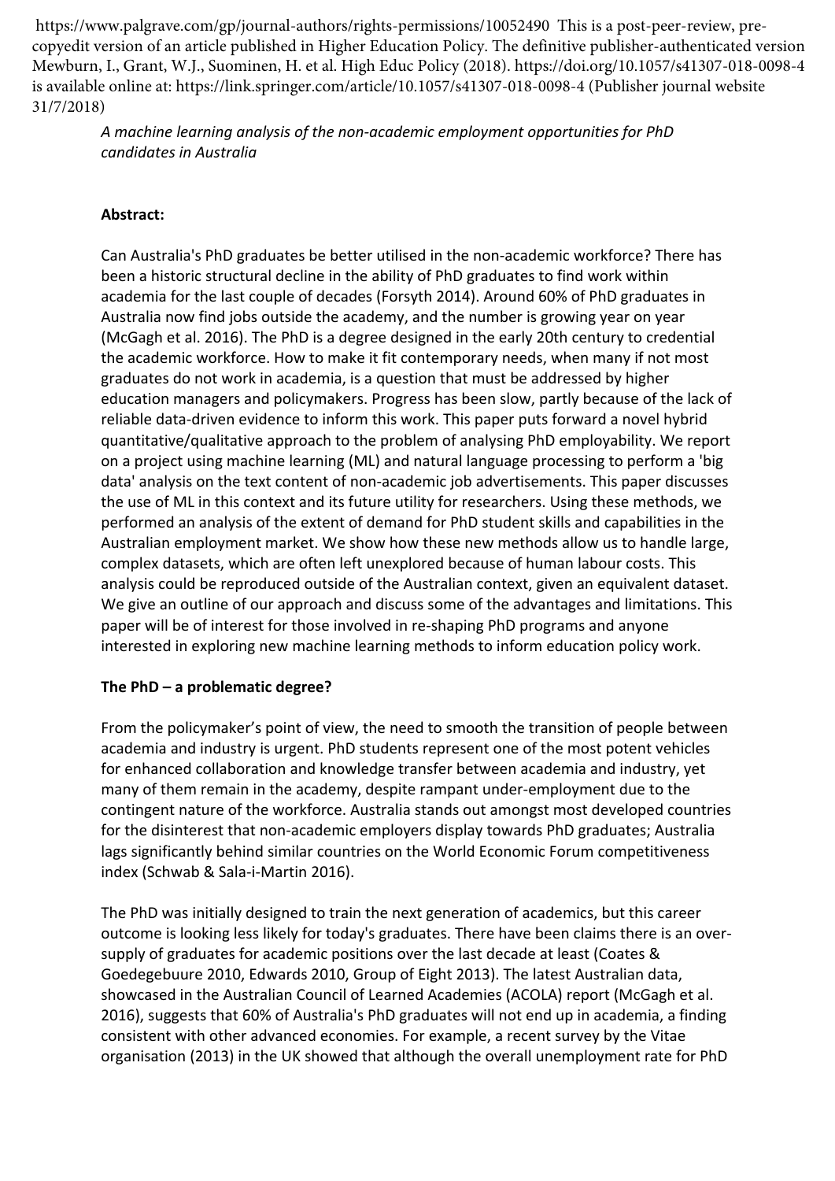https://www.palgrave.com/gp/journal-authors/rights-permissions/10052490 This is a post-peer-review, pre-copyedit version of an article published in Higher Education Policy. The definitive publisher-authenticated version Mewburn, I., Grant, W.J., Suominen, H. et al. High Educ Policy (2018). https://doi.org/10.1057/s41307-018-0098-4 is available online at: https://link.springer.com/article/10.1057/s41307-018-0098-4 (Publisher journal website 31/7/2018)

*A machine learning analysis of the non-academic employment opportunities for PhD candidates in Australia*

**Abstract:**

Can Australia's PhD graduates be better utilised in the non-academic workforce? There has been a historic structural decline in the ability of PhD graduates to find work within academia for the last couple of decades (Forsyth 2014). Around 60% of PhD graduates in Australia now find jobs outside the academy, and the number is growing year on year (McGagh et al. 2016). The PhD is a degree designed in the early 20th century to credential the academic workforce. How to make it fit contemporary needs, when many if not most graduates do not work in academia, is a question that must be addressed by higher education managers and policymakers. Progress has been slow, partly because of the lack of reliable data-driven evidence to inform this work. This paper puts forward a novel hybrid quantitative/qualitative approach to the problem of analysing PhD employability. We report on a project using machine learning (ML) and natural language processing to perform a 'big data' analysis on the text content of non-academic job advertisements. This paper discusses the use of ML in this context and its future utility for researchers. Using these methods, we performed an analysis of the extent of demand for PhD student skills and capabilities in the Australian employment market. We show how these new methods allow us to handle large, complex datasets, which are often left unexplored because of human labour costs. This analysis could be reproduced outside of the Australian context, given an equivalent dataset. We give an outline of our approach and discuss some of the advantages and limitations. This paper will be of interest for those involved in re-shaping PhD programs and anyone interested in exploring new machine learning methods to inform education policy work.

**The PhD – a problematic degree?**

From the policymaker's point of view, the need to smooth the transition of people between academia and industry is urgent. PhD students represent one of the most potent vehicles for enhanced collaboration and knowledge transfer between academia and industry, yet many of them remain in the academy, despite rampant under-employment due to the contingent nature of the workforce. Australia stands out amongst most developed countries for the disinterest that non-academic employers display towards PhD graduates; Australia lags significantly behind similar countries on the World Economic Forum competitiveness index (Schwab & Sala-i-Martin 2016).

The PhD was initially designed to train the next generation of academics, but this career outcome is looking less likely for today's graduates. There have been claims there is an over-supply of graduates for academic positions over the last decade at least (Coates & Goedegebuure 2010, Edwards 2010, Group of Eight 2013). The latest Australian data, showcased in the Australian Council of Learned Academies (ACOLA) report (McGagh et al. 2016), suggests that 60% of Australia's PhD graduates will not end up in academia, a finding consistent with other advanced economies. For example, a recent survey by the Vitae organisation (2013) in the UK showed that although the overall unemployment rate for PhD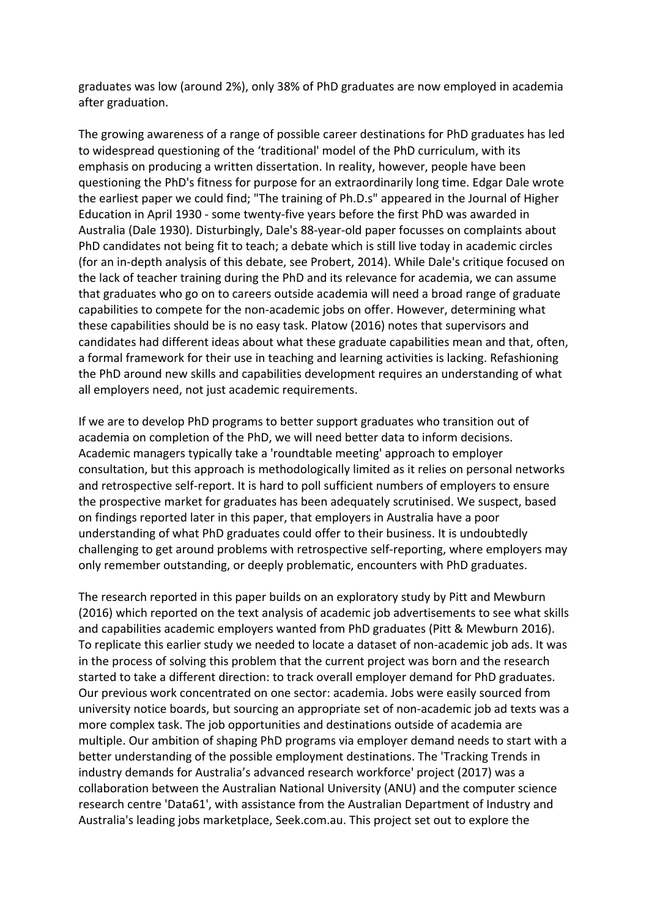graduates was low (around 2%), only 38% of PhD graduates are now employed in academia after graduation.

The growing awareness of a range of possible career destinations for PhD graduates has led to widespread questioning of the 'traditional' model of the PhD curriculum, with its emphasis on producing a written dissertation. In reality, however, people have been questioning the PhD's fitness for purpose for an extraordinarily long time. Edgar Dale wrote the earliest paper we could find; "The training of Ph.D.s" appeared in the Journal of Higher Education in April 1930 - some twenty-five years before the first PhD was awarded in Australia (Dale 1930). Disturbingly, Dale's 88-year-old paper focusses on complaints about PhD candidates not being fit to teach; a debate which is still live today in academic circles (for an in-depth analysis of this debate, see Probert, 2014). While Dale's critique focused on the lack of teacher training during the PhD and its relevance for academia, we can assume that graduates who go on to careers outside academia will need a broad range of graduate capabilities to compete for the non-academic jobs on offer. However, determining what these capabilities should be is no easy task. Platow (2016) notes that supervisors and candidates had different ideas about what these graduate capabilities mean and that, often, a formal framework for their use in teaching and learning activities is lacking. Refashioning the PhD around new skills and capabilities development requires an understanding of what all employers need, not just academic requirements.

If we are to develop PhD programs to better support graduates who transition out of academia on completion of the PhD, we will need better data to inform decisions. Academic managers typically take a 'roundtable meeting' approach to employer consultation, but this approach is methodologically limited as it relies on personal networks and retrospective self-report. It is hard to poll sufficient numbers of employers to ensure the prospective market for graduates has been adequately scrutinised. We suspect, based on findings reported later in this paper, that employers in Australia have a poor understanding of what PhD graduates could offer to their business. It is undoubtedly challenging to get around problems with retrospective self-reporting, where employers may only remember outstanding, or deeply problematic, encounters with PhD graduates.

The research reported in this paper builds on an exploratory study by Pitt and Mewburn (2016) which reported on the text analysis of academic job advertisements to see what skills and capabilities academic employers wanted from PhD graduates (Pitt & Mewburn 2016). To replicate this earlier study we needed to locate a dataset of non-academic job ads. It was in the process of solving this problem that the current project was born and the research started to take a different direction: to track overall employer demand for PhD graduates. Our previous work concentrated on one sector: academia. Jobs were easily sourced from university notice boards, but sourcing an appropriate set of non-academic job ad texts was a more complex task. The job opportunities and destinations outside of academia are multiple. Our ambition of shaping PhD programs via employer demand needs to start with a better understanding of the possible employment destinations. The 'Tracking Trends in industry demands for Australia's advanced research workforce' project (2017) was a collaboration between the Australian National University (ANU) and the computer science research centre 'Data61', with assistance from the Australian Department of Industry and Australia's leading jobs marketplace, Seek.com.au. This project set out to explore the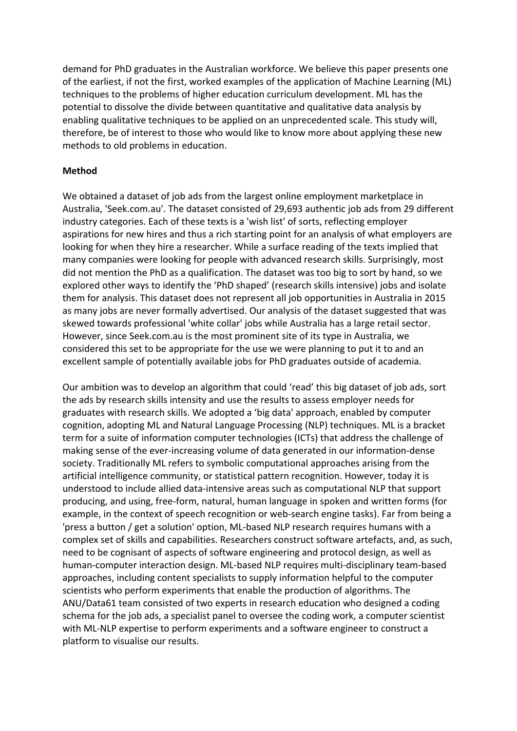demand for PhD graduates in the Australian workforce. We believe this paper presents one of the earliest, if not the first, worked examples of the application of Machine Learning (ML) techniques to the problems of higher education curriculum development. ML has the potential to dissolve the divide between quantitative and qualitative data analysis by enabling qualitative techniques to be applied on an unprecedented scale. This study will, therefore, be of interest to those who would like to know more about applying these new methods to old problems in education.

**Method**

We obtained a dataset of job ads from the largest online employment marketplace in Australia, 'Seek.com.au'. The dataset consisted of 29,693 authentic job ads from 29 different industry categories. Each of these texts is a 'wish list' of sorts, reflecting employer aspirations for new hires and thus a rich starting point for an analysis of what employers are looking for when they hire a researcher. While a surface reading of the texts implied that many companies were looking for people with advanced research skills. Surprisingly, most did not mention the PhD as a qualification. The dataset was too big to sort by hand, so we explored other ways to identify the 'PhD shaped' (research skills intensive) jobs and isolate them for analysis. This dataset does not represent all job opportunities in Australia in 2015 as many jobs are never formally advertised. Our analysis of the dataset suggested that was skewed towards professional 'white collar' jobs while Australia has a large retail sector. However, since Seek.com.au is the most prominent site of its type in Australia, we considered this set to be appropriate for the use we were planning to put it to and an excellent sample of potentially available jobs for PhD graduates outside of academia.

Our ambition was to develop an algorithm that could 'read' this big dataset of job ads, sort the ads by research skills intensity and use the results to assess employer needs for graduates with research skills. We adopted a 'big data' approach, enabled by computer cognition, adopting ML and Natural Language Processing (NLP) techniques. ML is a bracket term for a suite of information computer technologies (ICTs) that address the challenge of making sense of the ever-increasing volume of data generated in our information-dense society. Traditionally ML refers to symbolic computational approaches arising from the artificial intelligence community, or statistical pattern recognition. However, today it is understood to include allied data-intensive areas such as computational NLP that support producing, and using, free-form, natural, human language in spoken and written forms (for example, in the context of speech recognition or web-search engine tasks). Far from being a 'press a button / get a solution' option, ML-based NLP research requires humans with a complex set of skills and capabilities. Researchers construct software artefacts, and, as such, need to be cognisant of aspects of software engineering and protocol design, as well as human-computer interaction design. ML-based NLP requires multi-disciplinary team-based approaches, including content specialists to supply information helpful to the computer scientists who perform experiments that enable the production of algorithms. The ANU/Data61 team consisted of two experts in research education who designed a coding schema for the job ads, a specialist panel to oversee the coding work, a computer scientist with ML-NLP expertise to perform experiments and a software engineer to construct a platform to visualise our results.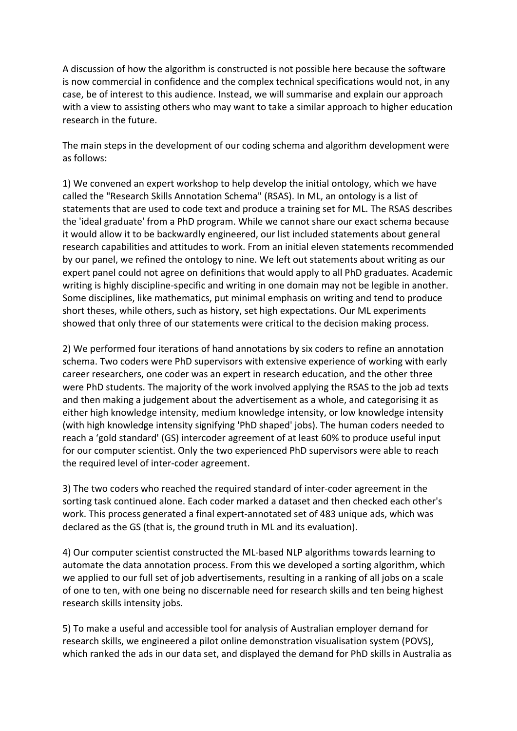A discussion of how the algorithm is constructed is not possible here because the software is now commercial in confidence and the complex technical specifications would not, in any case, be of interest to this audience. Instead, we will summarise and explain our approach with a view to assisting others who may want to take a similar approach to higher education research in the future.

The main steps in the development of our coding schema and algorithm development were as follows:

1) We convened an expert workshop to help develop the initial ontology, which we have called the "Research Skills Annotation Schema" (RSAS). In ML, an ontology is a list of statements that are used to code text and produce a training set for ML. The RSAS describes the 'ideal graduate' from a PhD program. While we cannot share our exact schema because it would allow it to be backwardly engineered, our list included statements about general research capabilities and attitudes to work. From an initial eleven statements recommended by our panel, we refined the ontology to nine. We left out statements about writing as our expert panel could not agree on definitions that would apply to all PhD graduates. Academic writing is highly discipline-specific and writing in one domain may not be legible in another. Some disciplines, like mathematics, put minimal emphasis on writing and tend to produce short theses, while others, such as history, set high expectations. Our ML experiments showed that only three of our statements were critical to the decision making process.

2) We performed four iterations of hand annotations by six coders to refine an annotation schema. Two coders were PhD supervisors with extensive experience of working with early career researchers, one coder was an expert in research education, and the other three were PhD students. The majority of the work involved applying the RSAS to the job ad texts and then making a judgement about the advertisement as a whole, and categorising it as either high knowledge intensity, medium knowledge intensity, or low knowledge intensity (with high knowledge intensity signifying 'PhD shaped' jobs). The human coders needed to reach a 'gold standard' (GS) intercoder agreement of at least 60% to produce useful input for our computer scientist. Only the two experienced PhD supervisors were able to reach the required level of inter-coder agreement.

3) The two coders who reached the required standard of inter-coder agreement in the sorting task continued alone. Each coder marked a dataset and then checked each other's work. This process generated a final expert-annotated set of 483 unique ads, which was declared as the GS (that is, the ground truth in ML and its evaluation).

4) Our computer scientist constructed the ML-based NLP algorithms towards learning to automate the data annotation process. From this we developed a sorting algorithm, which we applied to our full set of job advertisements, resulting in a ranking of all jobs on a scale of one to ten, with one being no discernable need for research skills and ten being highest research skills intensity jobs.

5) To make a useful and accessible tool for analysis of Australian employer demand for research skills, we engineered a pilot online demonstration visualisation system (POVS), which ranked the ads in our data set, and displayed the demand for PhD skills in Australia as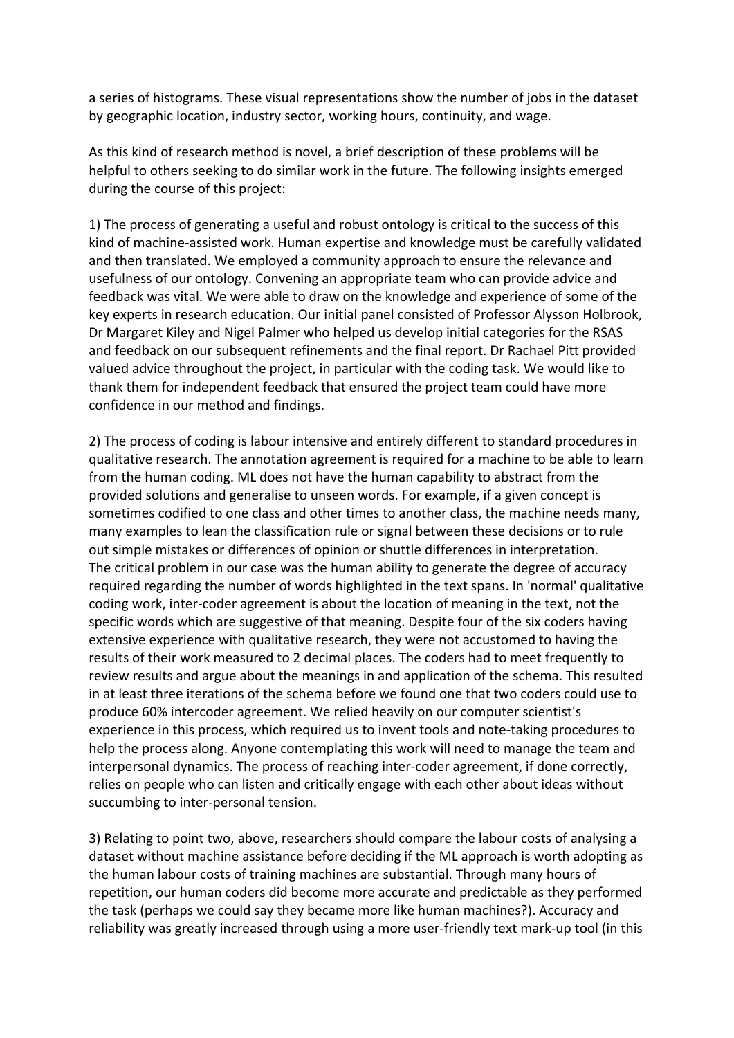a series of histograms. These visual representations show the number of jobs in the dataset by geographic location, industry sector, working hours, continuity, and wage.

As this kind of research method is novel, a brief description of these problems will be helpful to others seeking to do similar work in the future. The following insights emerged during the course of this project:

1) The process of generating a useful and robust ontology is critical to the success of this kind of machine-assisted work. Human expertise and knowledge must be carefully validated and then translated. We employed a community approach to ensure the relevance and usefulness of our ontology. Convening an appropriate team who can provide advice and feedback was vital. We were able to draw on the knowledge and experience of some of the key experts in research education. Our initial panel consisted of Professor Alysson Holbrook, Dr Margaret Kiley and Nigel Palmer who helped us develop initial categories for the RSAS and feedback on our subsequent refinements and the final report. Dr Rachael Pitt provided valued advice throughout the project, in particular with the coding task. We would like to thank them for independent feedback that ensured the project team could have more confidence in our method and findings.

2) The process of coding is labour intensive and entirely different to standard procedures in qualitative research. The annotation agreement is required for a machine to be able to learn from the human coding. ML does not have the human capability to abstract from the provided solutions and generalise to unseen words. For example, if a given concept is sometimes codified to one class and other times to another class, the machine needs many, many examples to lean the classification rule or signal between these decisions or to rule out simple mistakes or differences of opinion or shuttle differences in interpretation. The critical problem in our case was the human ability to generate the degree of accuracy required regarding the number of words highlighted in the text spans. In 'normal' qualitative coding work, inter-coder agreement is about the location of meaning in the text, not the specific words which are suggestive of that meaning. Despite four of the six coders having extensive experience with qualitative research, they were not accustomed to having the results of their work measured to 2 decimal places. The coders had to meet frequently to review results and argue about the meanings in and application of the schema. This resulted in at least three iterations of the schema before we found one that two coders could use to produce 60% intercoder agreement. We relied heavily on our computer scientist's experience in this process, which required us to invent tools and note-taking procedures to help the process along. Anyone contemplating this work will need to manage the team and interpersonal dynamics. The process of reaching inter-coder agreement, if done correctly, relies on people who can listen and critically engage with each other about ideas without succumbing to inter-personal tension.

3) Relating to point two, above, researchers should compare the labour costs of analysing a dataset without machine assistance before deciding if the ML approach is worth adopting as the human labour costs of training machines are substantial. Through many hours of repetition, our human coders did become more accurate and predictable as they performed the task (perhaps we could say they became more like human machines?). Accuracy and reliability was greatly increased through using a more user-friendly text mark-up tool (in this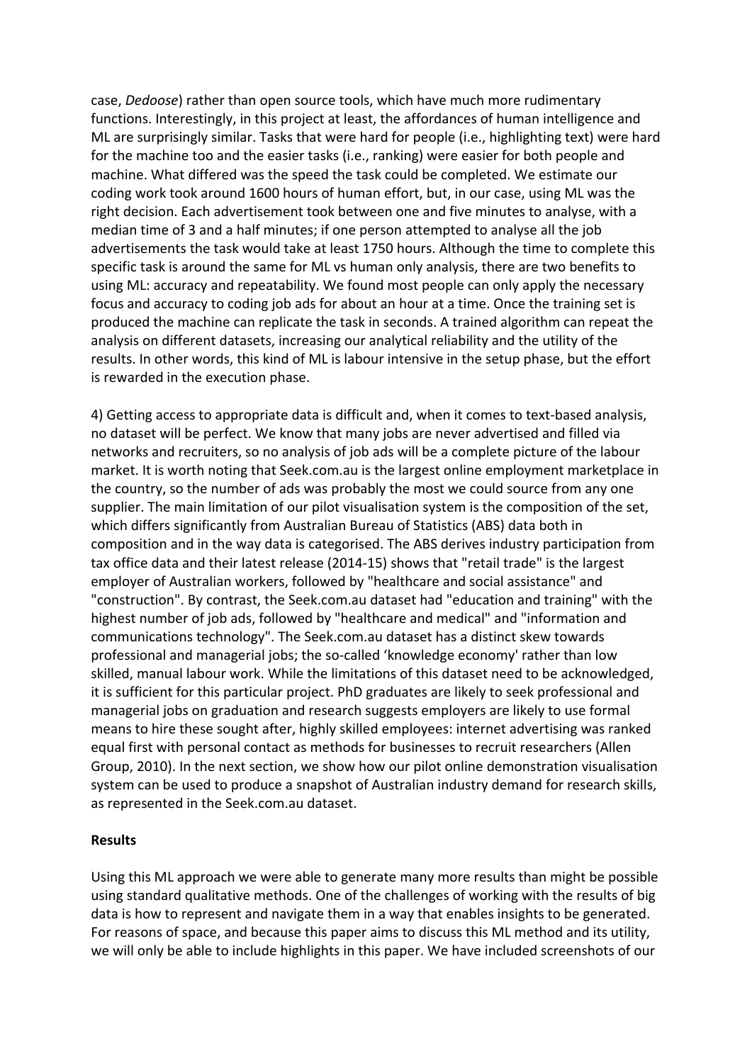case, *Dedoose*) rather than open source tools, which have much more rudimentary functions. Interestingly, in this project at least, the affordances of human intelligence and ML are surprisingly similar. Tasks that were hard for people (i.e., highlighting text) were hard for the machine too and the easier tasks (i.e., ranking) were easier for both people and machine. What differed was the speed the task could be completed. We estimate our coding work took around 1600 hours of human effort, but, in our case, using ML was the right decision. Each advertisement took between one and five minutes to analyse, with a median time of 3 and a half minutes; if one person attempted to analyse all the job advertisements the task would take at least 1750 hours. Although the time to complete this specific task is around the same for ML vs human only analysis, there are two benefits to using ML: accuracy and repeatability. We found most people can only apply the necessary focus and accuracy to coding job ads for about an hour at a time. Once the training set is produced the machine can replicate the task in seconds. A trained algorithm can repeat the analysis on different datasets, increasing our analytical reliability and the utility of the results. In other words, this kind of ML is labour intensive in the setup phase, but the effort is rewarded in the execution phase.

4) Getting access to appropriate data is difficult and, when it comes to text-based analysis, no dataset will be perfect. We know that many jobs are never advertised and filled via networks and recruiters, so no analysis of job ads will be a complete picture of the labour market. It is worth noting that Seek.com.au is the largest online employment marketplace in the country, so the number of ads was probably the most we could source from any one supplier. The main limitation of our pilot visualisation system is the composition of the set, which differs significantly from Australian Bureau of Statistics (ABS) data both in composition and in the way data is categorised. The ABS derives industry participation from tax office data and their latest release (2014-15) shows that "retail trade" is the largest employer of Australian workers, followed by "healthcare and social assistance" and "construction". By contrast, the Seek.com.au dataset had "education and training" with the highest number of job ads, followed by "healthcare and medical" and "information and communications technology". The Seek.com.au dataset has a distinct skew towards professional and managerial jobs; the so-called 'knowledge economy' rather than low skilled, manual labour work. While the limitations of this dataset need to be acknowledged, it is sufficient for this particular project. PhD graduates are likely to seek professional and managerial jobs on graduation and research suggests employers are likely to use formal means to hire these sought after, highly skilled employees: internet advertising was ranked equal first with personal contact as methods for businesses to recruit researchers (Allen Group, 2010). In the next section, we show how our pilot online demonstration visualisation system can be used to produce a snapshot of Australian industry demand for research skills, as represented in the Seek.com.au dataset.

**Results**

Using this ML approach we were able to generate many more results than might be possible using standard qualitative methods. One of the challenges of working with the results of big data is how to represent and navigate them in a way that enables insights to be generated. For reasons of space, and because this paper aims to discuss this ML method and its utility, we will only be able to include highlights in this paper. We have included screenshots of our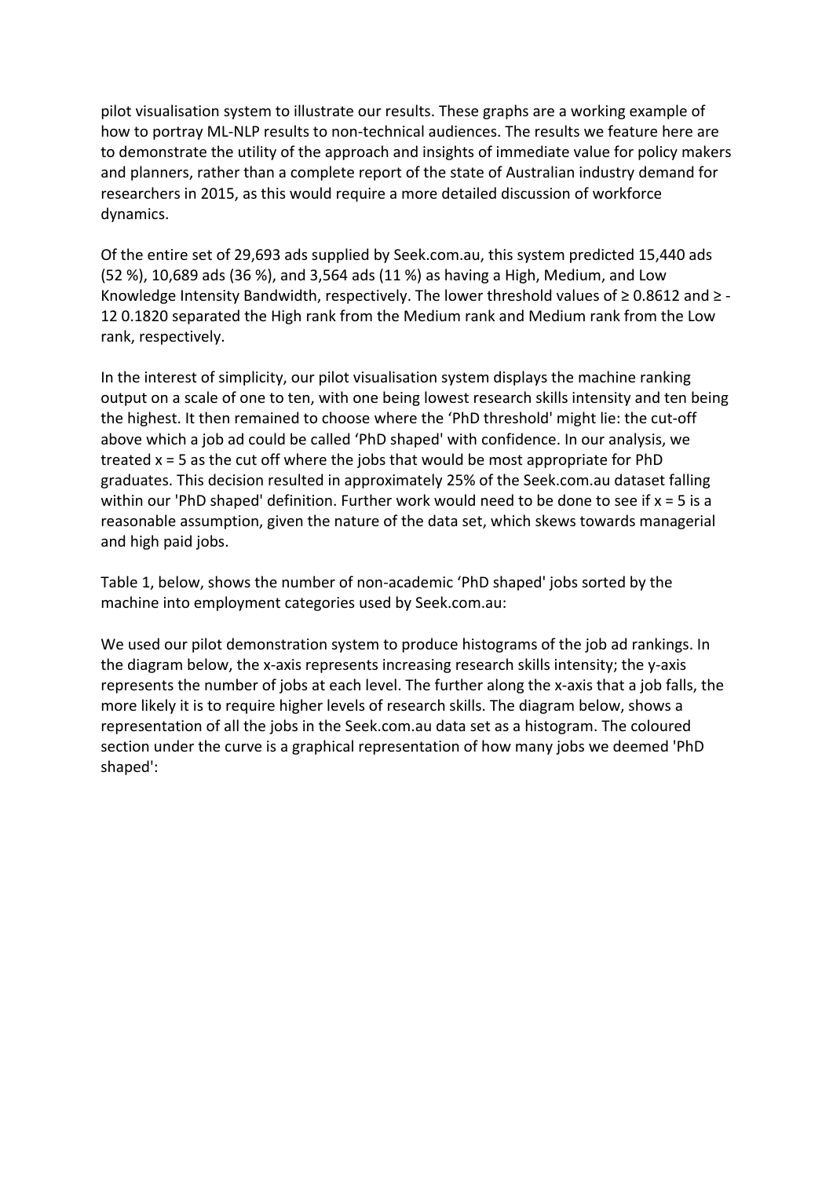pilot visualisation system to illustrate our results. These graphs are a working example of how to portray ML-NLP results to non-technical audiences. The results we feature here are to demonstrate the utility of the approach and insights of immediate value for policy makers and planners, rather than a complete report of the state of Australian industry demand for researchers in 2015, as this would require a more detailed discussion of workforce dynamics.

Of the entire set of 29,693 ads supplied by Seek.com.au, this system predicted 15,440 ads (52 %), 10,689 ads (36 %), and 3,564 ads (11 %) as having a High, Medium, and Low Knowledge Intensity Bandwidth, respectively. The lower threshold values of ≥ 0.8612 and ≥ -12 0.1820 separated the High rank from the Medium rank and Medium rank from the Low rank, respectively.

In the interest of simplicity, our pilot visualisation system displays the machine ranking output on a scale of one to ten, with one being lowest research skills intensity and ten being the highest. It then remained to choose where the 'PhD threshold' might lie: the cut-off above which a job ad could be called 'PhD shaped' with confidence. In our analysis, we treated x = 5 as the cut off where the jobs that would be most appropriate for PhD graduates. This decision resulted in approximately 25% of the Seek.com.au dataset falling within our 'PhD shaped' definition. Further work would need to be done to see if x = 5 is a reasonable assumption, given the nature of the data set, which skews towards managerial and high paid jobs.

Table 1, below, shows the number of non-academic 'PhD shaped' jobs sorted by the machine into employment categories used by Seek.com.au:

We used our pilot demonstration system to produce histograms of the job ad rankings. In the diagram below, the x-axis represents increasing research skills intensity; the y-axis represents the number of jobs at each level. The further along the x-axis that a job falls, the more likely it is to require higher levels of research skills. The diagram below, shows a representation of all the jobs in the Seek.com.au data set as a histogram. The coloured section under the curve is a graphical representation of how many jobs we deemed 'PhD shaped':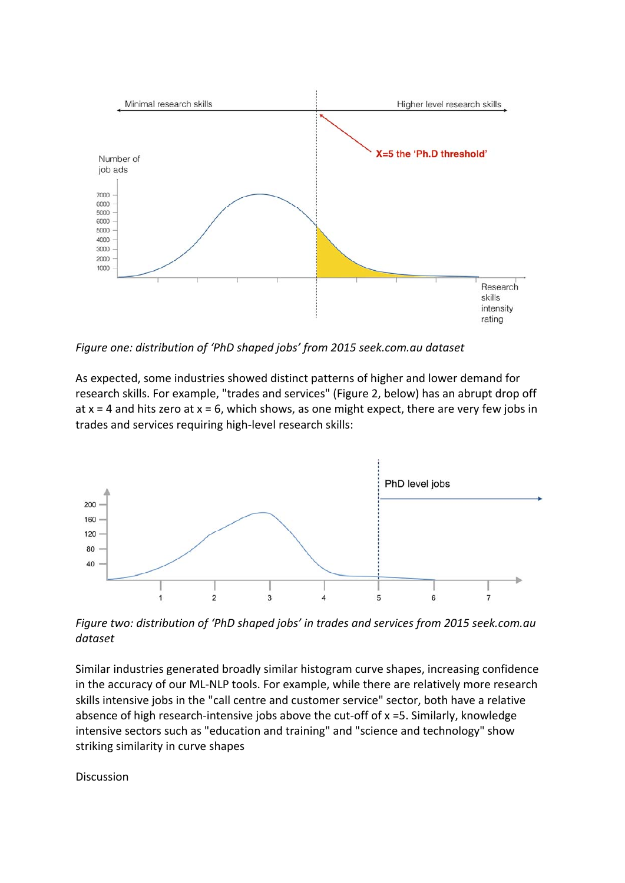*Figure one: distribution of 'PhD shaped jobs' from 2015 seek.com.au dataset*

As expected, some industries showed distinct patterns of higher and lower demand for research skills. For example, "trades and services" (Figure 2, below) has an abrupt drop off at x = 4 and hits zero at x = 6, which shows, as one might expect, there are very few jobs in trades and services requiring high-level research skills:

*Figure two: distribution of 'PhD shaped jobs' in trades and services from 2015 seek.com.au dataset*

Similar industries generated broadly similar histogram curve shapes, increasing confidence in the accuracy of our ML-NLP tools. For example, while there are relatively more research skills intensive jobs in the "call centre and customer service" sector, both have a relative absence of high research-intensive jobs above the cut-off of x =5. Similarly, knowledge intensive sectors such as "education and training" and "science and technology" show striking similarity in curve shapes

Discussion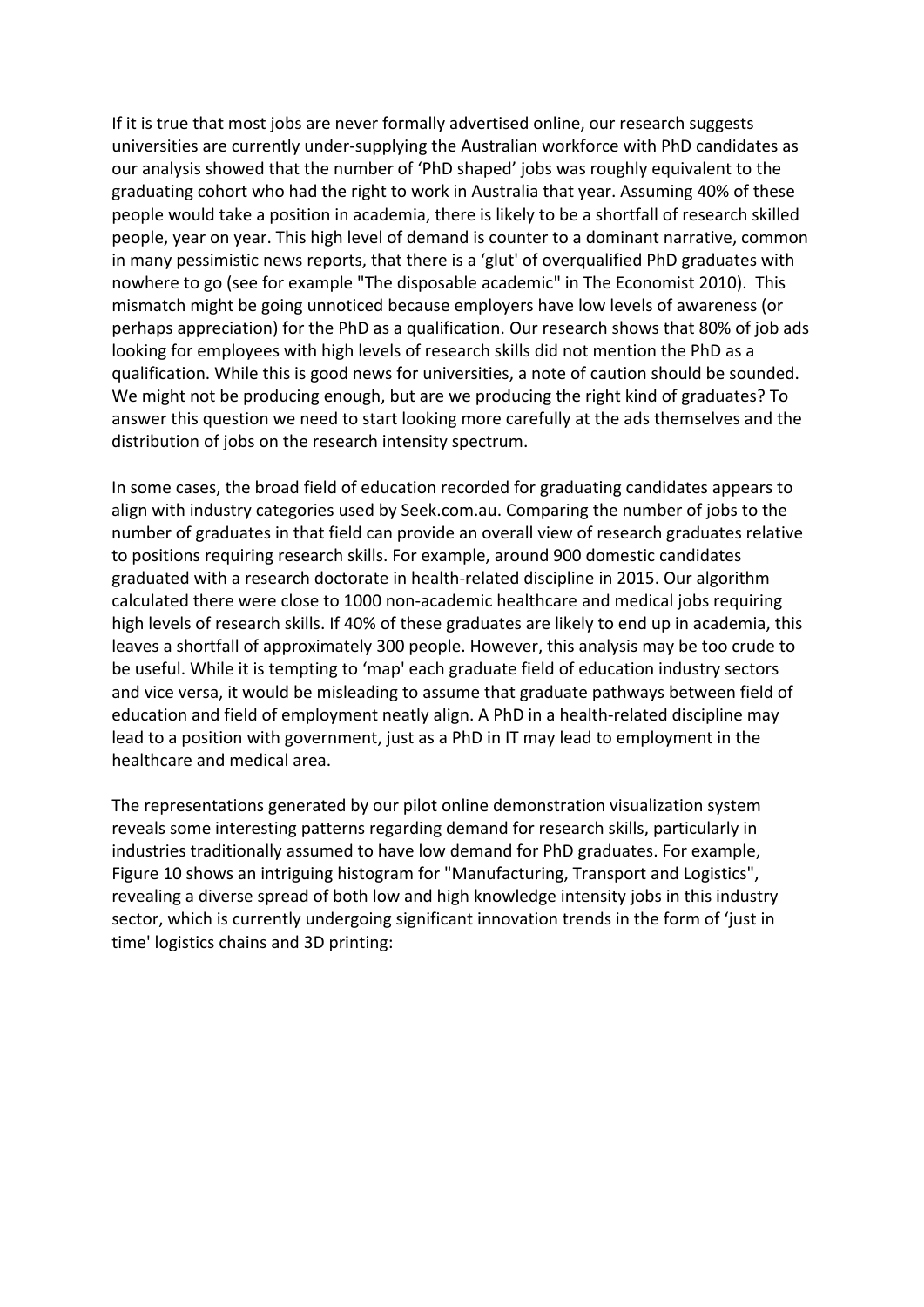If it is true that most jobs are never formally advertised online, our research suggests universities are currently under-supplying the Australian workforce with PhD candidates as our analysis showed that the number of 'PhD shaped' jobs was roughly equivalent to the graduating cohort who had the right to work in Australia that year. Assuming 40% of these people would take a position in academia, there is likely to be a shortfall of research skilled people, year on year. This high level of demand is counter to a dominant narrative, common in many pessimistic news reports, that there is a 'glut' of overqualified PhD graduates with nowhere to go (see for example "The disposable academic" in The Economist 2010). This mismatch might be going unnoticed because employers have low levels of awareness (or perhaps appreciation) for the PhD as a qualification. Our research shows that 80% of job ads looking for employees with high levels of research skills did not mention the PhD as a qualification. While this is good news for universities, a note of caution should be sounded. We might not be producing enough, but are we producing the right kind of graduates? To answer this question we need to start looking more carefully at the ads themselves and the distribution of jobs on the research intensity spectrum.

In some cases, the broad field of education recorded for graduating candidates appears to align with industry categories used by Seek.com.au. Comparing the number of jobs to the number of graduates in that field can provide an overall view of research graduates relative to positions requiring research skills. For example, around 900 domestic candidates graduated with a research doctorate in health-related discipline in 2015. Our algorithm calculated there were close to 1000 non-academic healthcare and medical jobs requiring high levels of research skills. If 40% of these graduates are likely to end up in academia, this leaves a shortfall of approximately 300 people. However, this analysis may be too crude to be useful. While it is tempting to 'map' each graduate field of education industry sectors and vice versa, it would be misleading to assume that graduate pathways between field of education and field of employment neatly align. A PhD in a health-related discipline may lead to a position with government, just as a PhD in IT may lead to employment in the healthcare and medical area.

The representations generated by our pilot online demonstration visualization system reveals some interesting patterns regarding demand for research skills, particularly in industries traditionally assumed to have low demand for PhD graduates. For example, Figure 10 shows an intriguing histogram for "Manufacturing, Transport and Logistics", revealing a diverse spread of both low and high knowledge intensity jobs in this industry sector, which is currently undergoing significant innovation trends in the form of 'just in time' logistics chains and 3D printing: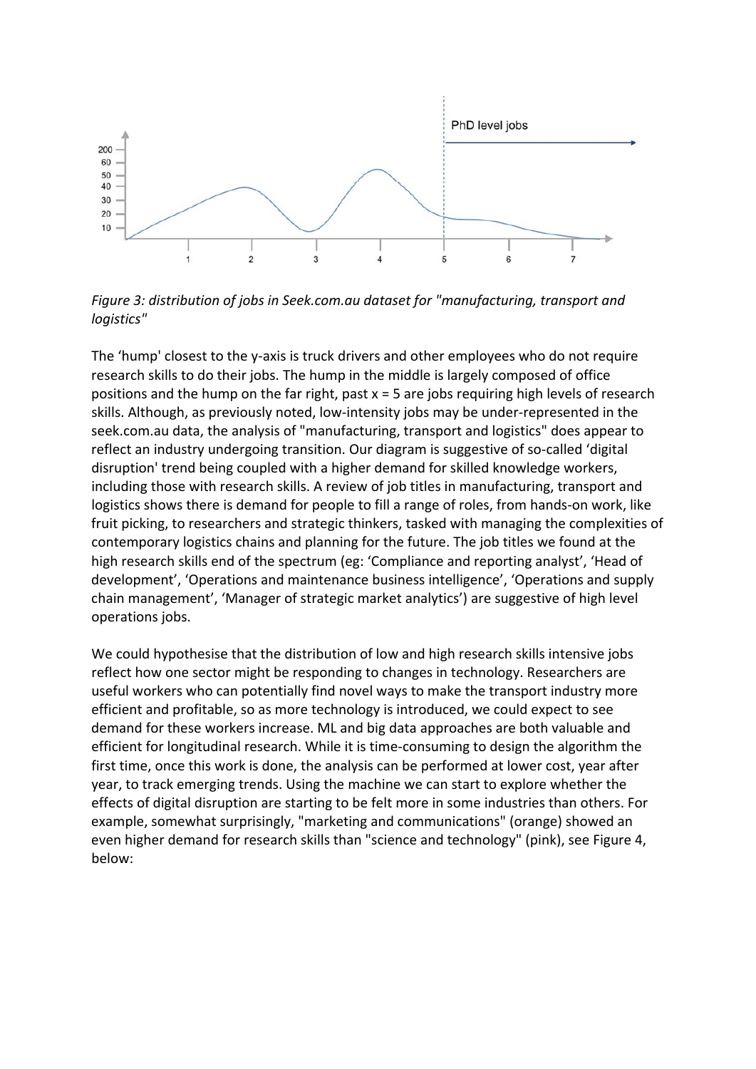*Figure 3: distribution of jobs in Seek.com.au dataset for "manufacturing, transport and logistics"*

The 'hump' closest to the y-axis is truck drivers and other employees who do not require research skills to do their jobs. The hump in the middle is largely composed of office positions and the hump on the far right, past x = 5 are jobs requiring high levels of research skills. Although, as previously noted, low-intensity jobs may be under-represented in the seek.com.au data, the analysis of "manufacturing, transport and logistics" does appear to reflect an industry undergoing transition. Our diagram is suggestive of so-called 'digital disruption' trend being coupled with a higher demand for skilled knowledge workers, including those with research skills. A review of job titles in manufacturing, transport and logistics shows there is demand for people to fill a range of roles, from hands-on work, like fruit picking, to researchers and strategic thinkers, tasked with managing the complexities of contemporary logistics chains and planning for the future. The job titles we found at the high research skills end of the spectrum (eg: 'Compliance and reporting analyst', 'Head of development', 'Operations and maintenance business intelligence', 'Operations and supply chain management', 'Manager of strategic market analytics') are suggestive of high level operations jobs.

We could hypothesise that the distribution of low and high research skills intensive jobs reflect how one sector might be responding to changes in technology. Researchers are useful workers who can potentially find novel ways to make the transport industry more efficient and profitable, so as more technology is introduced, we could expect to see demand for these workers increase. ML and big data approaches are both valuable and efficient for longitudinal research. While it is time-consuming to design the algorithm the first time, once this work is done, the analysis can be performed at lower cost, year after year, to track emerging trends. Using the machine we can start to explore whether the effects of digital disruption are starting to be felt more in some industries than others. For example, somewhat surprisingly, "marketing and communications" (orange) showed an even higher demand for research skills than "science and technology" (pink), see Figure 4, below: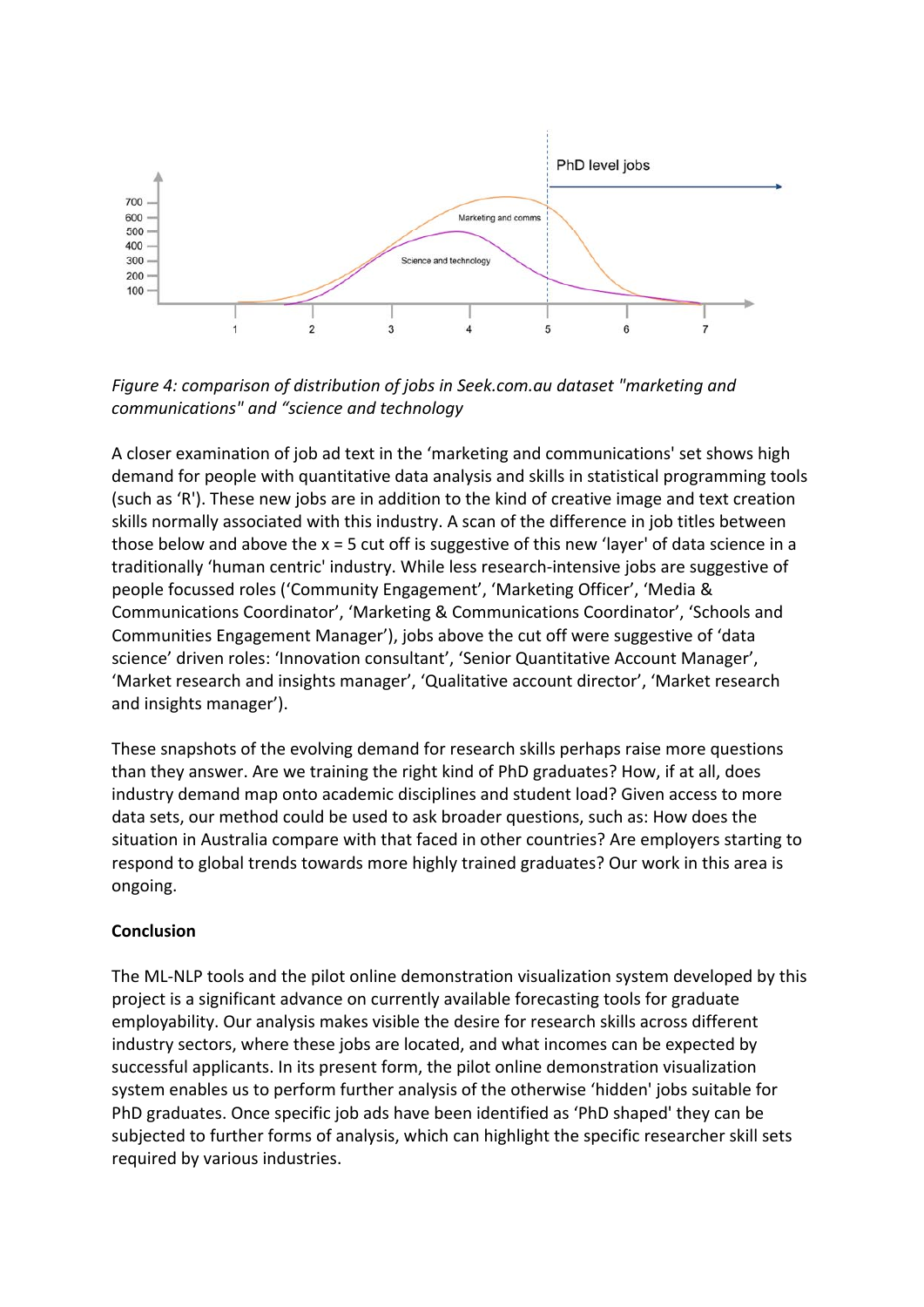*Figure 4: comparison of distribution of jobs in Seek.com.au dataset "marketing and communications" and “science and technology*

A closer examination of job ad text in the ‘marketing and communications' set shows high demand for people with quantitative data analysis and skills in statistical programming tools (such as ‘R'). These new jobs are in addition to the kind of creative image and text creation skills normally associated with this industry. A scan of the difference in job titles between those below and above the x = 5 cut off is suggestive of this new ‘layer' of data science in a traditionally ‘human centric' industry. While less research-intensive jobs are suggestive of people focussed roles (‘Community Engagement’, ‘Marketing Officer’, ‘Media & Communications Coordinator’, ‘Marketing & Communications Coordinator’, ‘Schools and Communities Engagement Manager’), jobs above the cut off were suggestive of ‘data science’ driven roles: ‘Innovation consultant’, ‘Senior Quantitative Account Manager’, ‘Market research and insights manager’, ‘Qualitative account director’, ‘Market research and insights manager’).

These snapshots of the evolving demand for research skills perhaps raise more questions than they answer. Are we training the right kind of PhD graduates? How, if at all, does industry demand map onto academic disciplines and student load? Given access to more data sets, our method could be used to ask broader questions, such as: How does the situation in Australia compare with that faced in other countries? Are employers starting to respond to global trends towards more highly trained graduates? Our work in this area is ongoing.

**Conclusion**

The ML-NLP tools and the pilot online demonstration visualization system developed by this project is a significant advance on currently available forecasting tools for graduate employability. Our analysis makes visible the desire for research skills across different industry sectors, where these jobs are located, and what incomes can be expected by successful applicants. In its present form, the pilot online demonstration visualization system enables us to perform further analysis of the otherwise ‘hidden' jobs suitable for PhD graduates. Once specific job ads have been identified as ‘PhD shaped' they can be subjected to further forms of analysis, which can highlight the specific researcher skill sets required by various industries.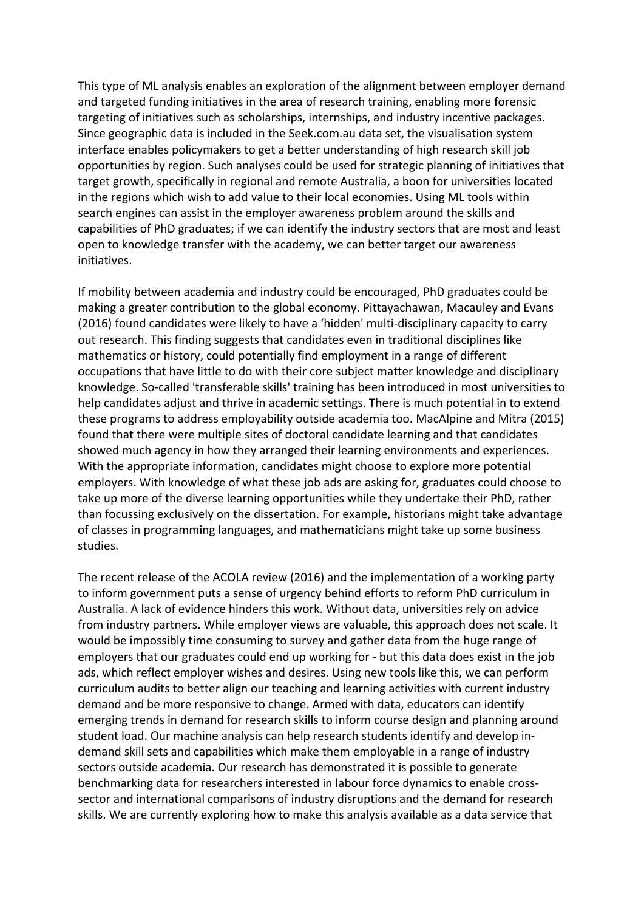This type of ML analysis enables an exploration of the alignment between employer demand and targeted funding initiatives in the area of research training, enabling more forensic targeting of initiatives such as scholarships, internships, and industry incentive packages. Since geographic data is included in the Seek.com.au data set, the visualisation system interface enables policymakers to get a better understanding of high research skill job opportunities by region. Such analyses could be used for strategic planning of initiatives that target growth, specifically in regional and remote Australia, a boon for universities located in the regions which wish to add value to their local economies. Using ML tools within search engines can assist in the employer awareness problem around the skills and capabilities of PhD graduates; if we can identify the industry sectors that are most and least open to knowledge transfer with the academy, we can better target our awareness initiatives.

If mobility between academia and industry could be encouraged, PhD graduates could be making a greater contribution to the global economy. Pittayachawan, Macauley and Evans (2016) found candidates were likely to have a 'hidden' multi-disciplinary capacity to carry out research. This finding suggests that candidates even in traditional disciplines like mathematics or history, could potentially find employment in a range of different occupations that have little to do with their core subject matter knowledge and disciplinary knowledge. So-called 'transferable skills' training has been introduced in most universities to help candidates adjust and thrive in academic settings. There is much potential in to extend these programs to address employability outside academia too. MacAlpine and Mitra (2015) found that there were multiple sites of doctoral candidate learning and that candidates showed much agency in how they arranged their learning environments and experiences. With the appropriate information, candidates might choose to explore more potential employers. With knowledge of what these job ads are asking for, graduates could choose to take up more of the diverse learning opportunities while they undertake their PhD, rather than focussing exclusively on the dissertation. For example, historians might take advantage of classes in programming languages, and mathematicians might take up some business studies.

The recent release of the ACOLA review (2016) and the implementation of a working party to inform government puts a sense of urgency behind efforts to reform PhD curriculum in Australia. A lack of evidence hinders this work. Without data, universities rely on advice from industry partners. While employer views are valuable, this approach does not scale. It would be impossibly time consuming to survey and gather data from the huge range of employers that our graduates could end up working for - but this data does exist in the job ads, which reflect employer wishes and desires. Using new tools like this, we can perform curriculum audits to better align our teaching and learning activities with current industry demand and be more responsive to change. Armed with data, educators can identify emerging trends in demand for research skills to inform course design and planning around student load. Our machine analysis can help research students identify and develop in-demand skill sets and capabilities which make them employable in a range of industry sectors outside academia. Our research has demonstrated it is possible to generate benchmarking data for researchers interested in labour force dynamics to enable cross-sector and international comparisons of industry disruptions and the demand for research skills. We are currently exploring how to make this analysis available as a data service that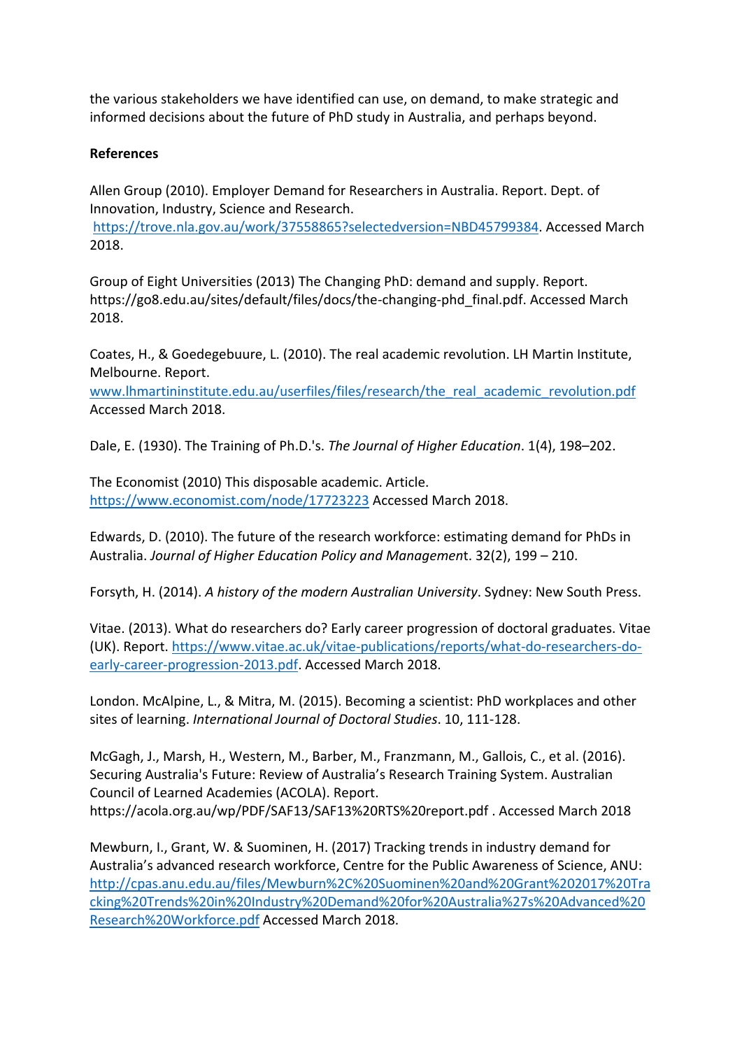the various stakeholders we have identified can use, on demand, to make strategic and informed decisions about the future of PhD study in Australia, and perhaps beyond.

**References**

Allen Group (2010). Employer Demand for Researchers in Australia. Report. Dept. of Innovation, Industry, Science and Research. https://trove.nla.gov.au/work/37558865?selectedversion=NBD45799384. Accessed March 2018.

Group of Eight Universities (2013) The Changing PhD: demand and supply. Report. https://go8.edu.au/sites/default/files/docs/the-changing-phd_final.pdf. Accessed March 2018.

Coates, H., & Goedegebuure, L. (2010). The real academic revolution. LH Martin Institute, Melbourne. Report. www.lhmartininstitute.edu.au/userfiles/files/research/the_real_academic_revolution.pdf Accessed March 2018.

Dale, E. (1930). The Training of Ph.D.'s. *The Journal of Higher Education*. 1(4), 198–202.

The Economist (2010) This disposable academic. Article. https://www.economist.com/node/17723223 Accessed March 2018.

Edwards, D. (2010). The future of the research workforce: estimating demand for PhDs in Australia. *Journal of Higher Education Policy and Managemen*t. 32(2), 199 – 210.

Forsyth, H. (2014). *A history of the modern Australian University*. Sydney: New South Press.

Vitae. (2013). What do researchers do? Early career progression of doctoral graduates. Vitae (UK). Report. https://www.vitae.ac.uk/vitae-publications/reports/what-do-researchers-do-early-career-progression-2013.pdf. Accessed March 2018.

London. McAlpine, L., & Mitra, M. (2015). Becoming a scientist: PhD workplaces and other sites of learning. *International Journal of Doctoral Studies*. 10, 111-128.

McGagh, J., Marsh, H., Western, M., Barber, M., Franzmann, M., Gallois, C., et al. (2016). Securing Australia's Future: Review of Australia's Research Training System. Australian Council of Learned Academies (ACOLA). Report. https://acola.org.au/wp/PDF/SAF13/SAF13%20RTS%20report.pdf . Accessed March 2018

Mewburn, I., Grant, W. & Suominen, H. (2017) Tracking trends in industry demand for Australia's advanced research workforce, Centre for the Public Awareness of Science, ANU: http://cpas.anu.edu.au/files/Mewburn%2C%20Suominen%20and%20Grant%202017%20Tracking%20Trends%20in%20Industry%20Demand%20for%20Australia%27s%20Advanced%20Research%20Workforce.pdf Accessed March 2018.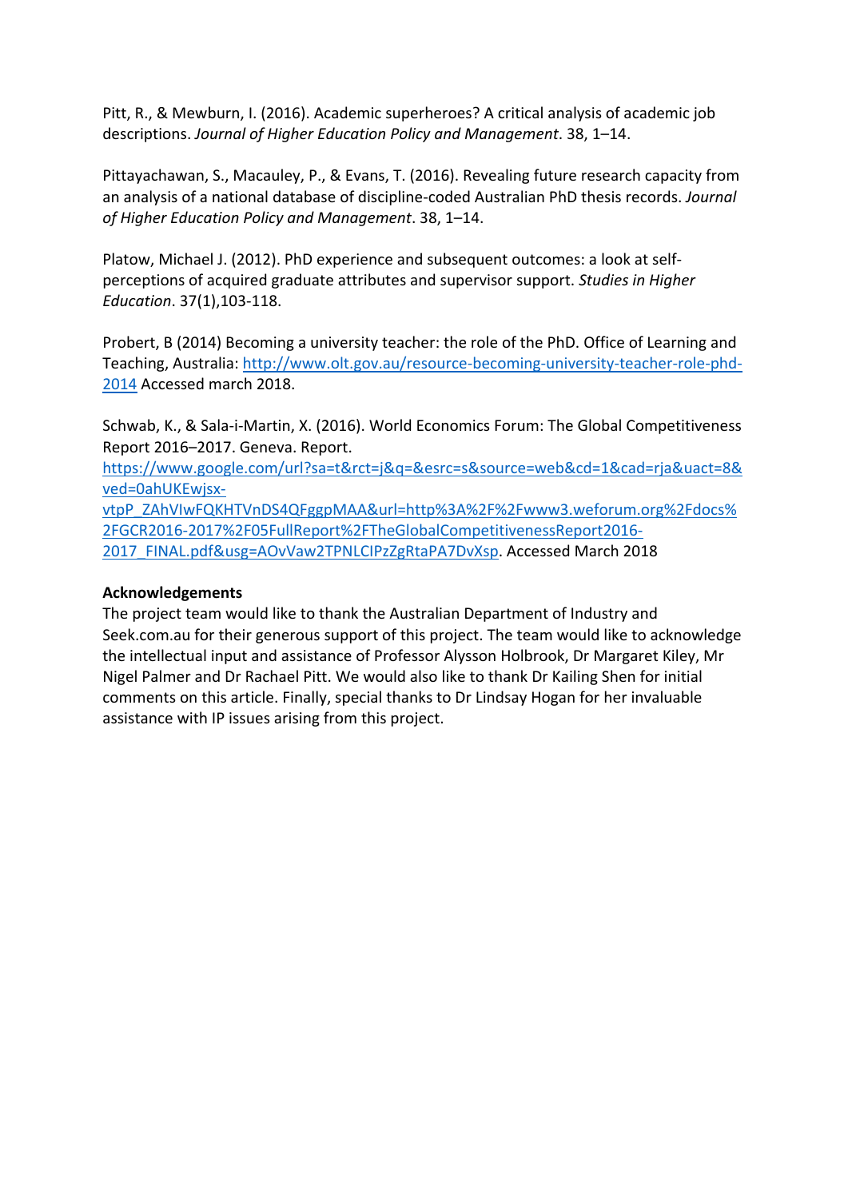Pitt, R., & Mewburn, I. (2016). Academic superheroes? A critical analysis of academic job descriptions. *Journal of Higher Education Policy and Management*. 38, 1–14.

Pittayachawan, S., Macauley, P., & Evans, T. (2016). Revealing future research capacity from an analysis of a national database of discipline-coded Australian PhD thesis records. *Journal of Higher Education Policy and Management*. 38, 1–14.

Platow, Michael J. (2012). PhD experience and subsequent outcomes: a look at self-perceptions of acquired graduate attributes and supervisor support. *Studies in Higher Education*. 37(1),103-118.

Probert, B (2014) Becoming a university teacher: the role of the PhD. Office of Learning and Teaching, Australia: http://www.olt.gov.au/resource-becoming-university-teacher-role-phd-2014 Accessed march 2018.

Schwab, K., & Sala-i-Martin, X. (2016). World Economics Forum: The Global Competitiveness Report 2016–2017. Geneva. Report. https://www.google.com/url?sa=t&rct=j&q=&esrc=s&source=web&cd=1&cad=rja&uact=8&ved=0ahUKEwjsx-vtpP_ZAhVIwFQKHTVnDS4QFggpMAA&url=http%3A%2F%2Fwww3.weforum.org%2Fdocs%2FGCR2016-2017%2F05FullReport%2FTheGlobalCompetitivenessReport2016-2017_FINAL.pdf&usg=AOvVaw2TPNLCIPzZgRtaPA7DvXsp. Accessed March 2018

**Acknowledgements**

The project team would like to thank the Australian Department of Industry and Seek.com.au for their generous support of this project. The team would like to acknowledge the intellectual input and assistance of Professor Alysson Holbrook, Dr Margaret Kiley, Mr Nigel Palmer and Dr Rachael Pitt. We would also like to thank Dr Kailing Shen for initial comments on this article. Finally, special thanks to Dr Lindsay Hogan for her invaluable assistance with IP issues arising from this project.